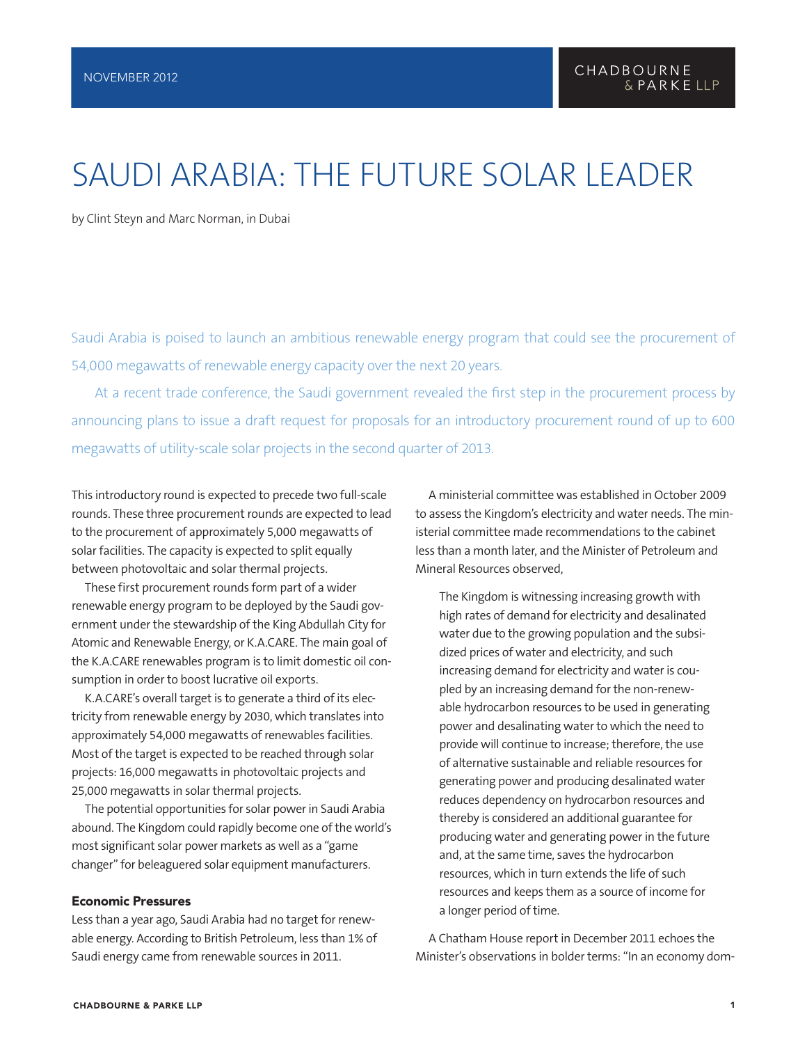NOVEMBER 2012

# SAUDI ARABIA: THE FUTURE SOLAR LEADER

by Clint Steyn and Marc Norman, in Dubai

Saudi Arabia is poised to launch an ambitious renewable energy program that could see the procurement of 54,000 megawatts of renewable energy capacity over the next 20 years.

At a recent trade conference, the Saudi government revealed the first step in the procurement process by announcing plans to issue a draft request for proposals for an introductory procurement round of up to 600 megawatts of utility-scale solar projects in the second quarter of 2013.

This introductory round is expected to precede two full-scale rounds. These three procurement rounds are expected to lead to the procurement of approximately 5,000 megawatts of solar facilities. The capacity is expected to split equally between photovoltaic and solar thermal projects.

These first procurement rounds form part of a wider renewable energy program to be deployed by the Saudi government under the stewardship of the King Abdullah City for Atomic and Renewable Energy, or K.A.CARE. The main goal of the K.A.CARE renewables program is to limit domestic oil consumption in order to boost lucrative oil exports.

K.A.CARE's overall target is to generate a third of its electricity from renewable energy by 2030, which translates into approximately 54,000 megawatts of renewables facilities. Most of the target is expected to be reached through solar projects: 16,000 megawatts in photovoltaic projects and 25,000 megawatts in solar thermal projects.

The potential opportunities for solar power in Saudi Arabia abound. The Kingdom could rapidly become one of the world's most significant solar power markets as well as a "game changer" for beleaguered solar equipment manufacturers.

### Economic Pressures

Less than a year ago, Saudi Arabia had no target for renewable energy. According to British Petroleum, less than 1% of Saudi energy came from renewable sources in 2011.

A ministerial committee was established in October 2009 to assess the Kingdom's electricity and water needs. The ministerial committee made recommendations to the cabinet less than a month later, and the Minister of Petroleum and Mineral Resources observed,

> The Kingdom is witnessing increasing growth with high rates of demand for electricity and desalinated water due to the growing population and the subsidized prices of water and electricity, and such increasing demand for electricity and water is coupled by an increasing demand for the non-renewable hydrocarbon resources to be used in generating power and desalinating water to which the need to provide will continue to increase; therefore, the use of alternative sustainable and reliable resources for generating power and producing desalinated water reduces dependency on hydrocarbon resources and thereby is considered an additional guarantee for producing water and generating power in the future and, at the same time, saves the hydrocarbon resources, which in turn extends the life of such resources and keeps them as a source of income for a longer period of time.

A Chatham House report in December 2011 echoes the Minister's observations in bolder terms: "In an economy dom-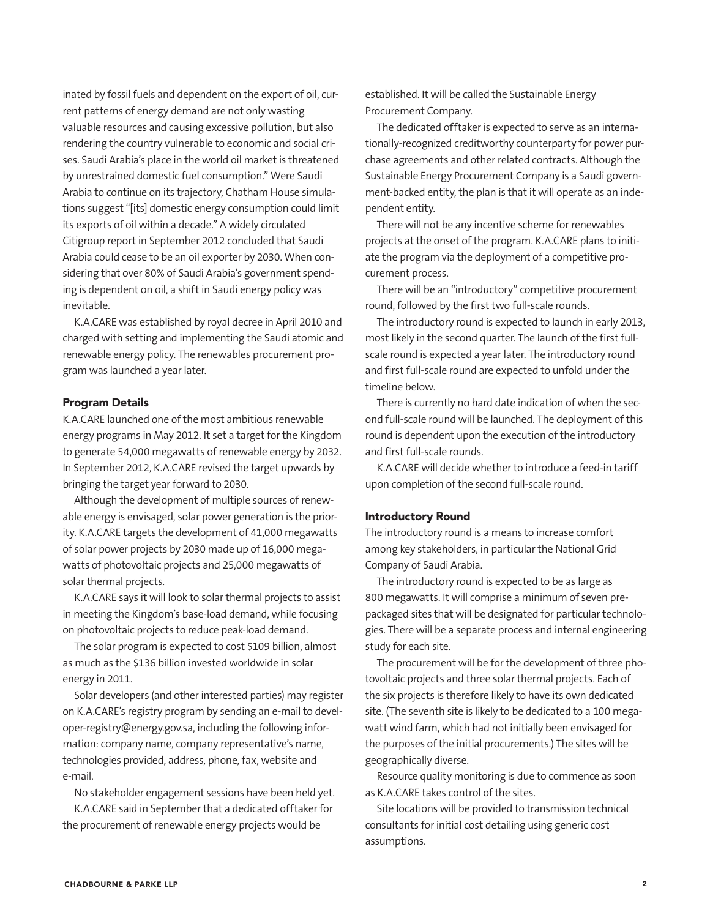inated by fossil fuels and dependent on the export of oil, current patterns of energy demand are not only wasting valuable resources and causing excessive pollution, but also rendering the country vulnerable to economic and social crises. Saudi Arabia's place in the world oil market is threatened by unrestrained domestic fuel consumption." Were Saudi Arabia to continue on its trajectory, Chatham House simulations suggest "[its] domestic energy consumption could limit its exports of oil within a decade." A widely circulated Citigroup report in September 2012 concluded that Saudi Arabia could cease to be an oil exporter by 2030. When considering that over 80% of Saudi Arabia's government spending is dependent on oil, a shift in Saudi energy policy was inevitable.

K.A.CARE was established by royal decree in April 2010 and charged with setting and implementing the Saudi atomic and renewable energy policy. The renewables procurement program was launched a year later.

## Program Details

K.A.CARE launched one of the most ambitious renewable energy programs in May 2012. It set a target for the Kingdom to generate 54,000 megawatts of renewable energy by 2032. In September 2012, K.A.CARE revised the target upwards by bringing the target year forward to 2030.

Although the development of multiple sources of renewable energy is envisaged, solar power generation is the priority. K.A.CARE targets the development of 41,000 megawatts of solar power projects by 2030 made up of 16,000 megawatts of photovoltaic projects and 25,000 megawatts of solar thermal projects.

K.A.CARE says it will look to solar thermal projects to assist in meeting the Kingdom's base-load demand, while focusing on photovoltaic projects to reduce peak-load demand.

The solar program is expected to cost $109 billion, almost as much as the $136 billion invested worldwide in solar energy in 2011.

Solar developers (and other interested parties) may register on K.A.CARE's registry program by sending an e-mail to developer-registry@energy.gov.sa, including the following information: company name, company representative's name, technologies provided, address, phone, fax, website and e-mail.

No stakeholder engagement sessions have been held yet.

K.A.CARE said in September that a dedicated offtaker for the procurement of renewable energy projects would be established. It will be called the Sustainable Energy Procurement Company.

The dedicated offtaker is expected to serve as an internationally-recognized creditworthy counterparty for power purchase agreements and other related contracts. Although the Sustainable Energy Procurement Company is a Saudi government-backed entity, the plan is that it will operate as an independent entity.

There will not be any incentive scheme for renewables projects at the onset of the program. K.A.CARE plans to initiate the program via the deployment of a competitive procurement process.

There will be an "introductory" competitive procurement round, followed by the first two full-scale rounds.

The introductory round is expected to launch in early 2013, most likely in the second quarter. The launch of the first full-scale round is expected a year later. The introductory round and first full-scale round are expected to unfold under the timeline below.

There is currently no hard date indication of when the second full-scale round will be launched. The deployment of this round is dependent upon the execution of the introductory and first full-scale rounds.

K.A.CARE will decide whether to introduce a feed-in tariff upon completion of the second full-scale round.

## Introductory Round

The introductory round is a means to increase comfort among key stakeholders, in particular the National Grid Company of Saudi Arabia.

The introductory round is expected to be as large as 800 megawatts. It will comprise a minimum of seven pre-packaged sites that will be designated for particular technologies. There will be a separate process and internal engineering study for each site.

The procurement will be for the development of three photovoltaic projects and three solar thermal projects. Each of the six projects is therefore likely to have its own dedicated site. (The seventh site is likely to be dedicated to a 100 megawatt wind farm, which had not initially been envisaged for the purposes of the initial procurements.) The sites will be geographically diverse.

Resource quality monitoring is due to commence as soon as K.A.CARE takes control of the sites.

Site locations will be provided to transmission technical consultants for initial cost detailing using generic cost assumptions.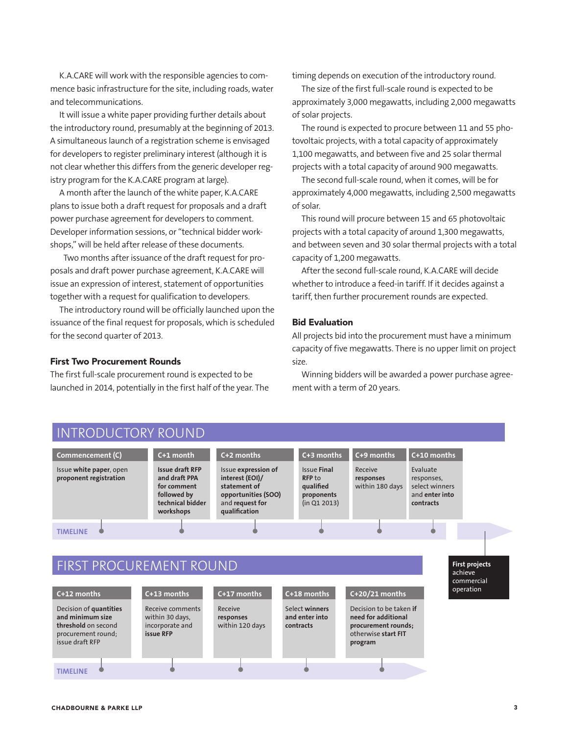K.A.CARE will work with the responsible agencies to commence basic infrastructure for the site, including roads, water and telecommunications.

It will issue a white paper providing further details about the introductory round, presumably at the beginning of 2013. A simultaneous launch of a registration scheme is envisaged for developers to register preliminary interest (although it is not clear whether this differs from the generic developer registry program for the K.A.CARE program at large).

A month after the launch of the white paper, K.A.CARE plans to issue both a draft request for proposals and a draft power purchase agreement for developers to comment. Developer information sessions, or "technical bidder workshops," will be held after release of these documents.

Two months after issuance of the draft request for proposals and draft power purchase agreement, K.A.CARE will issue an expression of interest, statement of opportunities together with a request for qualification to developers.

The introductory round will be officially launched upon the issuance of the final request for proposals, which is scheduled for the second quarter of 2013.

### First Two Procurement Rounds

The first full-scale procurement round is expected to be launched in 2014, potentially in the first half of the year. The timing depends on execution of the introductory round.

The size of the first full-scale round is expected to be approximately 3,000 megawatts, including 2,000 megawatts of solar projects.

The round is expected to procure between 11 and 55 photovoltaic projects, with a total capacity of approximately 1,100 megawatts, and between five and 25 solar thermal projects with a total capacity of around 900 megawatts.

The second full-scale round, when it comes, will be for approximately 4,000 megawatts, including 2,500 megawatts of solar.

This round will procure between 15 and 65 photovoltaic projects with a total capacity of around 1,300 megawatts, and between seven and 30 solar thermal projects with a total capacity of 1,200 megawatts.

After the second full-scale round, K.A.CARE will decide whether to introduce a feed-in tariff. If it decides against a tariff, then further procurement rounds are expected.

### Bid Evaluation

All projects bid into the procurement must have a minimum capacity of five megawatts. There is no upper limit on project size.

Winning bidders will be awarded a power purchase agreement with a term of 20 years.

## INTRODUCTORY ROUND

| Commencement (C) | C+1 month | C+2 months | C+3 months | C+9 months | C+10 months |
|---|---|---|---|---|---|
| Issue **white paper**, open **proponent registration** | **Issue draft RFP and draft PPA for comment followed by technical bidder workshops** | Issue **expression of interest (EOI)/ statement of opportunities (SOO)** and **request for qualification** | Issue **Final RFP** to **qualified proponents** (in Q1 2013) | Receive **responses** within 180 days | Evaluate responses, select winners and **enter into contracts** |

**First projects** achieve commercial operation

## FIRST PROCUREMENT ROUND

| C+12 months | C+13 months | C+17 months | C+18 months | C+20/21 months |
|---|---|---|---|---|
| Decision of **quantities and minimum size threshold** on second procurement round; issue draft RFP | Receive comments within 30 days, incorporate and **issue RFP** | Receive **responses** within 120 days | Select **winners and enter into contracts** | Decision to be taken **if need for additional procurement rounds;** otherwise **start FIT program** |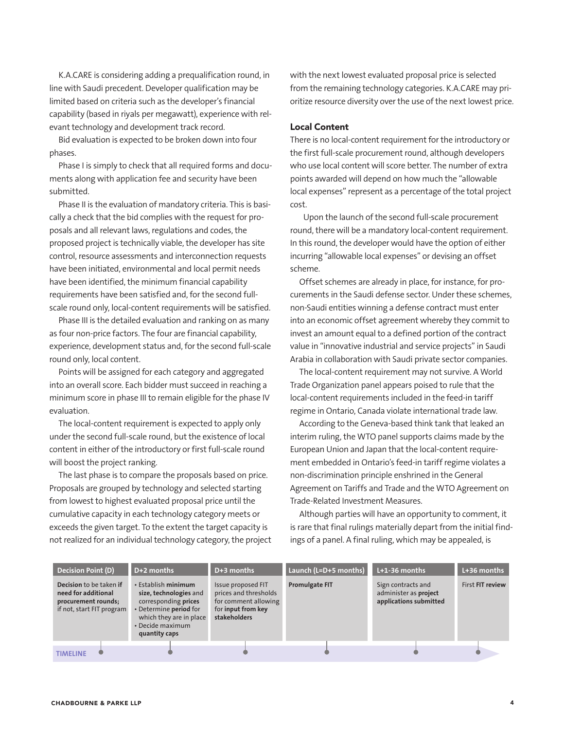K.A.CARE is considering adding a prequalification round, in line with Saudi precedent. Developer qualification may be limited based on criteria such as the developer's financial capability (based in riyals per megawatt), experience with relevant technology and development track record.

Bid evaluation is expected to be broken down into four phases.

Phase I is simply to check that all required forms and documents along with application fee and security have been submitted.

Phase II is the evaluation of mandatory criteria. This is basically a check that the bid complies with the request for proposals and all relevant laws, regulations and codes, the proposed project is technically viable, the developer has site control, resource assessments and interconnection requests have been initiated, environmental and local permit needs have been identified, the minimum financial capability requirements have been satisfied and, for the second full-scale round only, local-content requirements will be satisfied.

Phase III is the detailed evaluation and ranking on as many as four non-price factors. The four are financial capability, experience, development status and, for the second full-scale round only, local content.

Points will be assigned for each category and aggregated into an overall score. Each bidder must succeed in reaching a minimum score in phase III to remain eligible for the phase IV evaluation.

The local-content requirement is expected to apply only under the second full-scale round, but the existence of local content in either of the introductory or first full-scale round will boost the project ranking.

The last phase is to compare the proposals based on price. Proposals are grouped by technology and selected starting from lowest to highest evaluated proposal price until the cumulative capacity in each technology category meets or exceeds the given target. To the extent the target capacity is not realized for an individual technology category, the project with the next lowest evaluated proposal price is selected from the remaining technology categories. K.A.CARE may prioritize resource diversity over the use of the next lowest price.

## Local Content

There is no local-content requirement for the introductory or the first full-scale procurement round, although developers who use local content will score better. The number of extra points awarded will depend on how much the "allowable local expenses" represent as a percentage of the total project cost.

Upon the launch of the second full-scale procurement round, there will be a mandatory local-content requirement. In this round, the developer would have the option of either incurring "allowable local expenses" or devising an offset scheme.

Offset schemes are already in place, for instance, for procurements in the Saudi defense sector. Under these schemes, non-Saudi entities winning a defense contract must enter into an economic offset agreement whereby they commit to invest an amount equal to a defined portion of the contract value in "innovative industrial and service projects" in Saudi Arabia in collaboration with Saudi private sector companies.

The local-content requirement may not survive. A World Trade Organization panel appears poised to rule that the local-content requirements included in the feed-in tariff regime in Ontario, Canada violate international trade law.

According to the Geneva-based think tank that leaked an interim ruling, the WTO panel supports claims made by the European Union and Japan that the local-content requirement embedded in Ontario's feed-in tariff regime violates a non-discrimination principle enshrined in the General Agreement on Tariffs and Trade and the WTO Agreement on Trade-Related Investment Measures.

Although parties will have an opportunity to comment, it is rare that final rulings materially depart from the initial findings of a panel. A final ruling, which may be appealed, is

| Decision Point (D) | D+2 months | D+3 months | Launch (L=D+5 months) | L+1-36 months | L+36 months |
|---|---|---|---|---|---|
| **Decision** to be taken **if need for additional procurement rounds;** if not, start FIT program | • Establish **minimum size, technologies** and corresponding **prices**<br>• Determine **period** for which they are in place<br>• Decide maximum **quantity caps** | Issue proposed FIT prices and thresholds for comment allowing for **input from key stakeholders** | **Promulgate FIT** | Sign contracts and administer as **project applications submitted** | First **FIT review** |

**TIMELINE**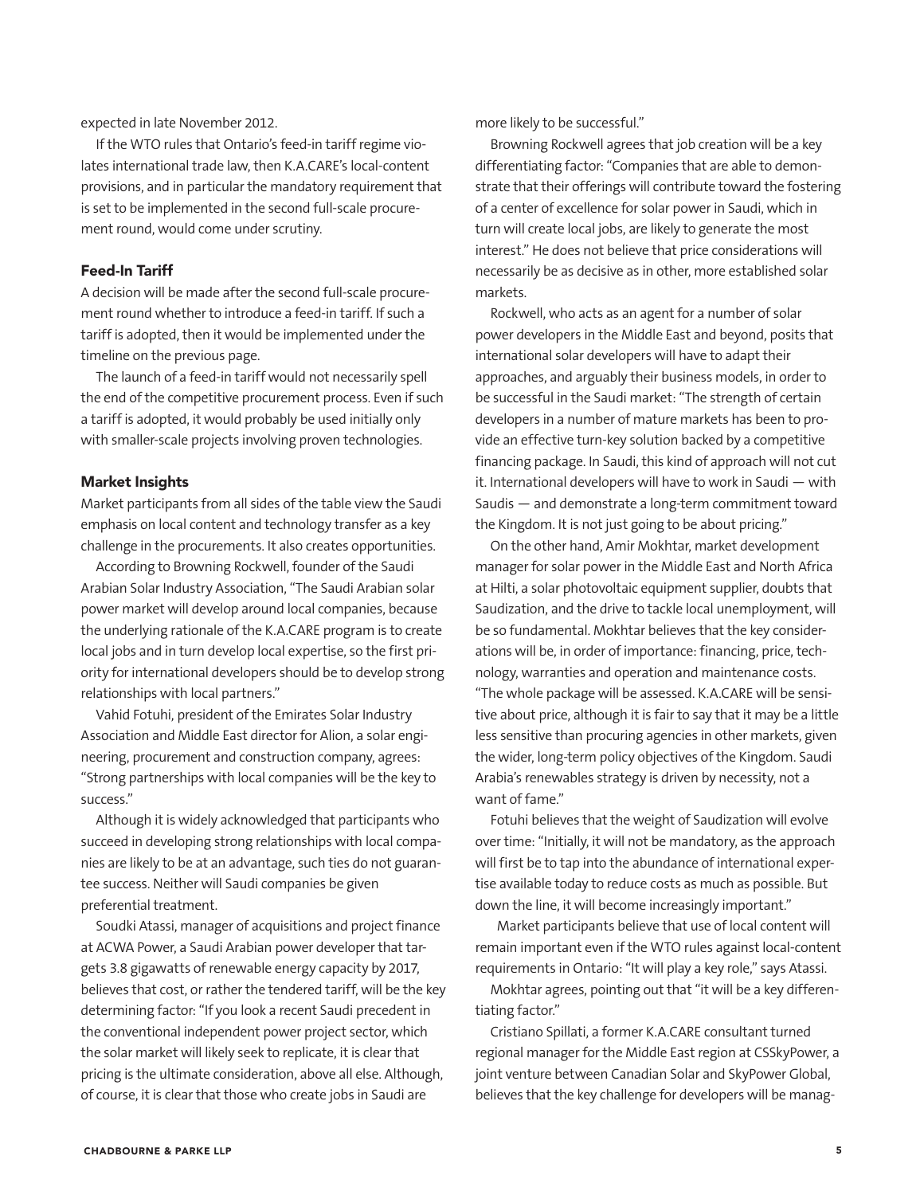expected in late November 2012.

If the WTO rules that Ontario's feed-in tariff regime violates international trade law, then K.A.CARE's local-content provisions, and in particular the mandatory requirement that is set to be implemented in the second full-scale procurement round, would come under scrutiny.

## Feed-In Tariff

A decision will be made after the second full-scale procurement round whether to introduce a feed-in tariff. If such a tariff is adopted, then it would be implemented under the timeline on the previous page.

The launch of a feed-in tariff would not necessarily spell the end of the competitive procurement process. Even if such a tariff is adopted, it would probably be used initially only with smaller-scale projects involving proven technologies.

## Market Insights

Market participants from all sides of the table view the Saudi emphasis on local content and technology transfer as a key challenge in the procurements. It also creates opportunities.

According to Browning Rockwell, founder of the Saudi Arabian Solar Industry Association, "The Saudi Arabian solar power market will develop around local companies, because the underlying rationale of the K.A.CARE program is to create local jobs and in turn develop local expertise, so the first priority for international developers should be to develop strong relationships with local partners."

Vahid Fotuhi, president of the Emirates Solar Industry Association and Middle East director for Alion, a solar engineering, procurement and construction company, agrees: "Strong partnerships with local companies will be the key to success."

Although it is widely acknowledged that participants who succeed in developing strong relationships with local companies are likely to be at an advantage, such ties do not guarantee success. Neither will Saudi companies be given preferential treatment.

Soudki Atassi, manager of acquisitions and project finance at ACWA Power, a Saudi Arabian power developer that targets 3.8 gigawatts of renewable energy capacity by 2017, believes that cost, or rather the tendered tariff, will be the key determining factor: "If you look a recent Saudi precedent in the conventional independent power project sector, which the solar market will likely seek to replicate, it is clear that pricing is the ultimate consideration, above all else. Although, of course, it is clear that those who create jobs in Saudi are more likely to be successful."

Browning Rockwell agrees that job creation will be a key differentiating factor: "Companies that are able to demonstrate that their offerings will contribute toward the fostering of a center of excellence for solar power in Saudi, which in turn will create local jobs, are likely to generate the most interest." He does not believe that price considerations will necessarily be as decisive as in other, more established solar markets.

Rockwell, who acts as an agent for a number of solar power developers in the Middle East and beyond, posits that international solar developers will have to adapt their approaches, and arguably their business models, in order to be successful in the Saudi market: "The strength of certain developers in a number of mature markets has been to provide an effective turn-key solution backed by a competitive financing package. In Saudi, this kind of approach will not cut it. International developers will have to work in Saudi — with Saudis — and demonstrate a long-term commitment toward the Kingdom. It is not just going to be about pricing."

On the other hand, Amir Mokhtar, market development manager for solar power in the Middle East and North Africa at Hilti, a solar photovoltaic equipment supplier, doubts that Saudization, and the drive to tackle local unemployment, will be so fundamental. Mokhtar believes that the key considerations will be, in order of importance: financing, price, technology, warranties and operation and maintenance costs. "The whole package will be assessed. K.A.CARE will be sensitive about price, although it is fair to say that it may be a little less sensitive than procuring agencies in other markets, given the wider, long-term policy objectives of the Kingdom. Saudi Arabia's renewables strategy is driven by necessity, not a want of fame."

Fotuhi believes that the weight of Saudization will evolve over time: "Initially, it will not be mandatory, as the approach will first be to tap into the abundance of international expertise available today to reduce costs as much as possible. But down the line, it will become increasingly important."

Market participants believe that use of local content will remain important even if the WTO rules against local-content requirements in Ontario: "It will play a key role," says Atassi.

Mokhtar agrees, pointing out that "it will be a key differentiating factor."

Cristiano Spillati, a former K.A.CARE consultant turned regional manager for the Middle East region at CSSkyPower, a joint venture between Canadian Solar and SkyPower Global, believes that the key challenge for developers will be manag-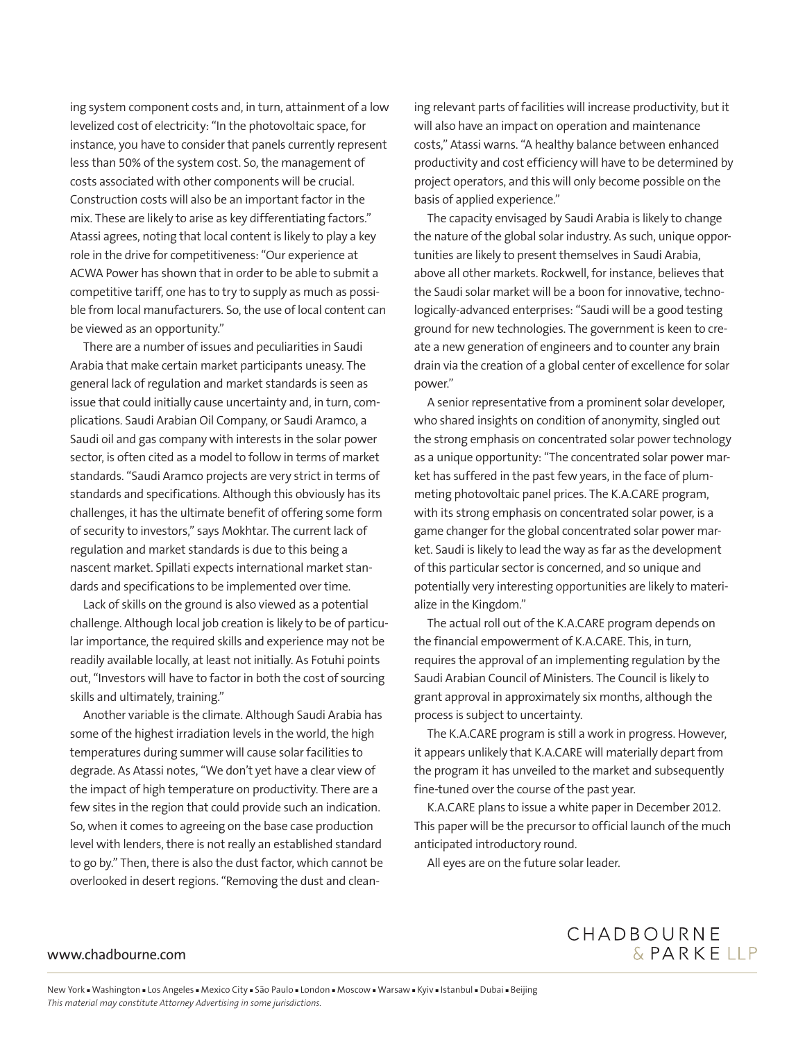ing system component costs and, in turn, attainment of a low levelized cost of electricity: "In the photovoltaic space, for instance, you have to consider that panels currently represent less than 50% of the system cost. So, the management of costs associated with other components will be crucial. Construction costs will also be an important factor in the mix. These are likely to arise as key differentiating factors." Atassi agrees, noting that local content is likely to play a key role in the drive for competitiveness: "Our experience at ACWA Power has shown that in order to be able to submit a competitive tariff, one has to try to supply as much as possible from local manufacturers. So, the use of local content can be viewed as an opportunity."

There are a number of issues and peculiarities in Saudi Arabia that make certain market participants uneasy. The general lack of regulation and market standards is seen as issue that could initially cause uncertainty and, in turn, complications. Saudi Arabian Oil Company, or Saudi Aramco, a Saudi oil and gas company with interests in the solar power sector, is often cited as a model to follow in terms of market standards. "Saudi Aramco projects are very strict in terms of standards and specifications. Although this obviously has its challenges, it has the ultimate benefit of offering some form of security to investors," says Mokhtar. The current lack of regulation and market standards is due to this being a nascent market. Spillati expects international market standards and specifications to be implemented over time.

Lack of skills on the ground is also viewed as a potential challenge. Although local job creation is likely to be of particular importance, the required skills and experience may not be readily available locally, at least not initially. As Fotuhi points out, "Investors will have to factor in both the cost of sourcing skills and ultimately, training."

Another variable is the climate. Although Saudi Arabia has some of the highest irradiation levels in the world, the high temperatures during summer will cause solar facilities to degrade. As Atassi notes, "We don't yet have a clear view of the impact of high temperature on productivity. There are a few sites in the region that could provide such an indication. So, when it comes to agreeing on the base case production level with lenders, there is not really an established standard to go by." Then, there is also the dust factor, which cannot be overlooked in desert regions. "Removing the dust and cleaning relevant parts of facilities will increase productivity, but it will also have an impact on operation and maintenance costs," Atassi warns. "A healthy balance between enhanced productivity and cost efficiency will have to be determined by project operators, and this will only become possible on the basis of applied experience."

The capacity envisaged by Saudi Arabia is likely to change the nature of the global solar industry. As such, unique opportunities are likely to present themselves in Saudi Arabia, above all other markets. Rockwell, for instance, believes that the Saudi solar market will be a boon for innovative, technologically-advanced enterprises: "Saudi will be a good testing ground for new technologies. The government is keen to create a new generation of engineers and to counter any brain drain via the creation of a global center of excellence for solar power."

A senior representative from a prominent solar developer, who shared insights on condition of anonymity, singled out the strong emphasis on concentrated solar power technology as a unique opportunity: "The concentrated solar power market has suffered in the past few years, in the face of plummeting photovoltaic panel prices. The K.A.CARE program, with its strong emphasis on concentrated solar power, is a game changer for the global concentrated solar power market. Saudi is likely to lead the way as far as the development of this particular sector is concerned, and so unique and potentially very interesting opportunities are likely to materialize in the Kingdom."

The actual roll out of the K.A.CARE program depends on the financial empowerment of K.A.CARE. This, in turn, requires the approval of an implementing regulation by the Saudi Arabian Council of Ministers. The Council is likely to grant approval in approximately six months, although the process is subject to uncertainty.

The K.A.CARE program is still a work in progress. However, it appears unlikely that K.A.CARE will materially depart from the program it has unveiled to the market and subsequently fine-tuned over the course of the past year.

K.A.CARE plans to issue a white paper in December 2012. This paper will be the precursor to official launch of the much anticipated introductory round.

All eyes are on the future solar leader.

www.chadbourne.com

CHADBOURNE & PARKE LLP

New York ▪ Washington ▪ Los Angeles ▪ Mexico City ▪ São Paulo ▪ London ▪ Moscow ▪ Warsaw ▪ Kyiv ▪ Istanbul ▪ Dubai ▪ Beijing

*This material may constitute Attorney Advertising in some jurisdictions.*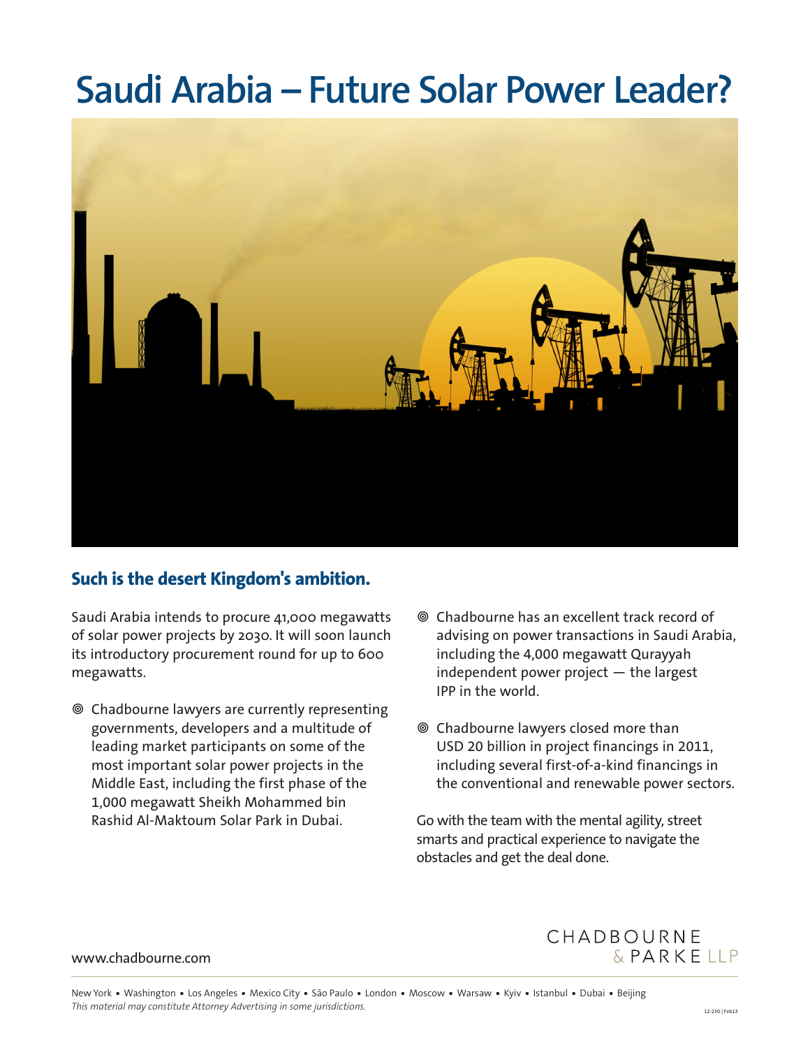# Saudi Arabia – Future Solar Power Leader?

## Such is the desert Kingdom's ambition.

Saudi Arabia intends to procure 41,000 megawatts of solar power projects by 2030. It will soon launch its introductory procurement round for up to 600 megawatts.

- Chadbourne lawyers are currently representing governments, developers and a multitude of leading market participants on some of the most important solar power projects in the Middle East, including the first phase of the 1,000 megawatt Sheikh Mohammed bin Rashid Al-Maktoum Solar Park in Dubai.
- Chadbourne has an excellent track record of advising on power transactions in Saudi Arabia, including the 4,000 megawatt Qurayyah independent power project — the largest IPP in the world.
- Chadbourne lawyers closed more than USD 20 billion in project financings in 2011, including several first-of-a-kind financings in the conventional and renewable power sectors.

Go with the team with the mental agility, street smarts and practical experience to navigate the obstacles and get the deal done.

www.chadbourne.com

CHADBOURNE & PARKE LLP

New York ▪ Washington ▪ Los Angeles ▪ Mexico City ▪ São Paulo ▪ London ▪ Moscow ▪ Warsaw ▪ Kyiv ▪ Istanbul ▪ Dubai ▪ Beijing

*This material may constitute Attorney Advertising in some jurisdictions.*

12-230 | Feb13